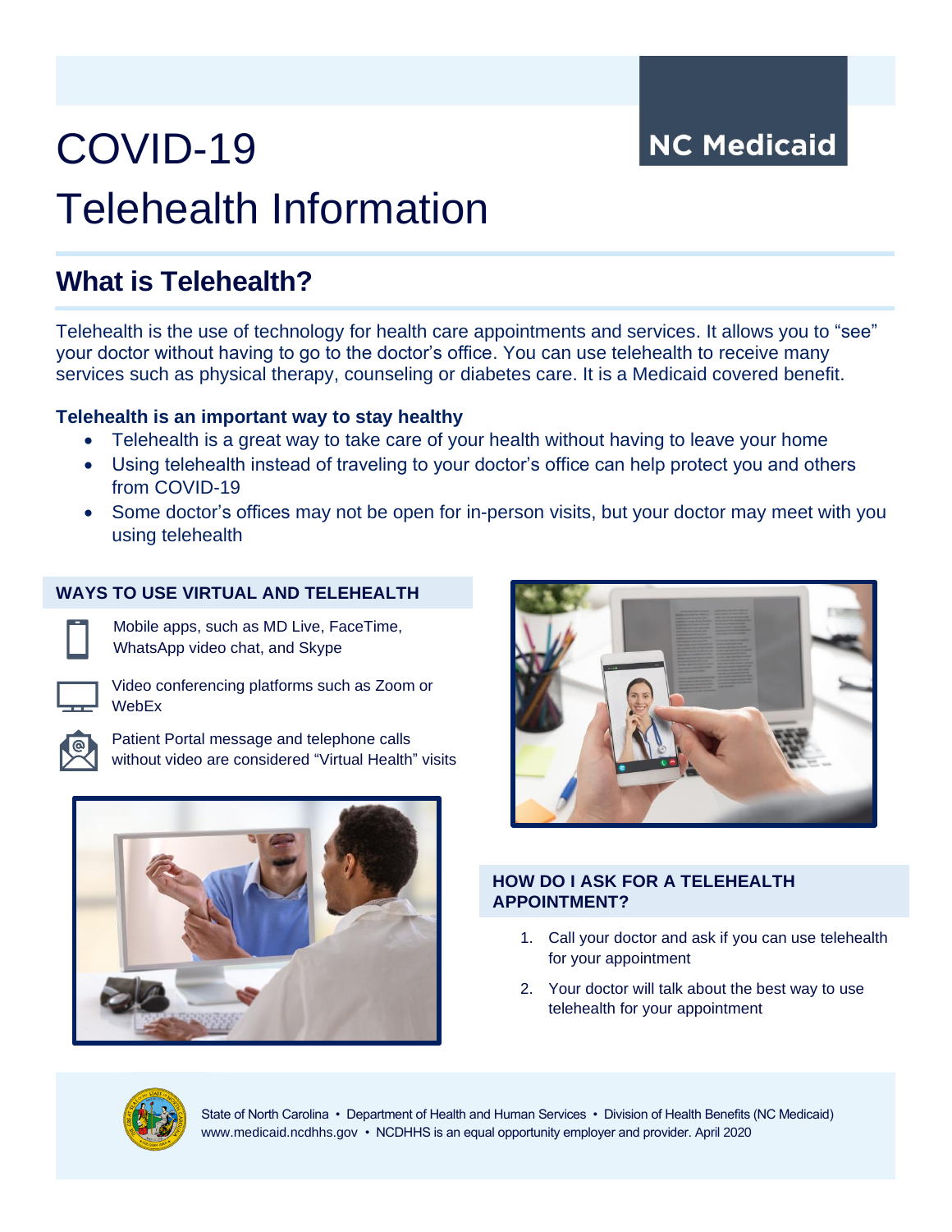NC Medicaid

# COVID-19

# Telehealth Information

## What is Telehealth?

Telehealth is the use of technology for health care appointments and services. It allows you to "see" your doctor without having to go to the doctor's office. You can use telehealth to receive many services such as physical therapy, counseling or diabetes care. It is a Medicaid covered benefit.

### Telehealth is an important way to stay healthy

- Telehealth is a great way to take care of your health without having to leave your home
- Using telehealth instead of traveling to your doctor's office can help protect you and others from COVID-19
- Some doctor's offices may not be open for in-person visits, but your doctor may meet with you using telehealth

### WAYS TO USE VIRTUAL AND TELEHEALTH

- Mobile apps, such as MD Live, FaceTime, WhatsApp video chat, and Skype
- Video conferencing platforms such as Zoom or WebEx
- Patient Portal message and telephone calls without video are considered "Virtual Health" visits

### HOW DO I ASK FOR A TELEHEALTH APPOINTMENT?

1. Call your doctor and ask if you can use telehealth for your appointment
2. Your doctor will talk about the best way to use telehealth for your appointment

State of North Carolina • Department of Health and Human Services • Division of Health Benefits (NC Medicaid)
www.medicaid.ncdhhs.gov • NCDHHS is an equal opportunity employer and provider. April 2020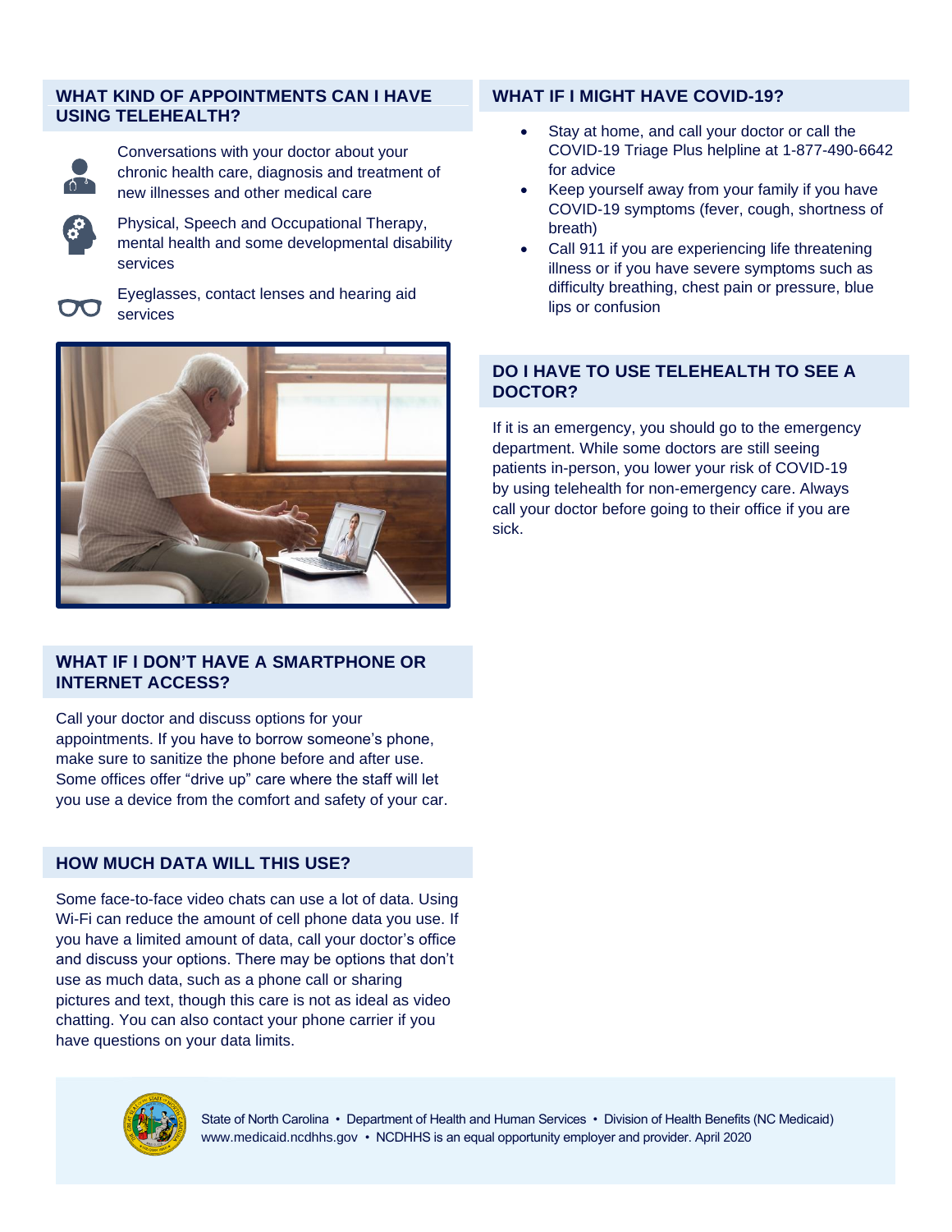## WHAT KIND OF APPOINTMENTS CAN I HAVE USING TELEHEALTH?

Conversations with your doctor about your chronic health care, diagnosis and treatment of new illnesses and other medical care

Physical, Speech and Occupational Therapy, mental health and some developmental disability services

Eyeglasses, contact lenses and hearing aid services

## WHAT IF I DON'T HAVE A SMARTPHONE OR INTERNET ACCESS?

Call your doctor and discuss options for your appointments. If you have to borrow someone's phone, make sure to sanitize the phone before and after use. Some offices offer "drive up" care where the staff will let you use a device from the comfort and safety of your car.

## HOW MUCH DATA WILL THIS USE?

Some face-to-face video chats can use a lot of data. Using Wi-Fi can reduce the amount of cell phone data you use. If you have a limited amount of data, call your doctor's office and discuss your options. There may be options that don't use as much data, such as a phone call or sharing pictures and text, though this care is not as ideal as video chatting. You can also contact your phone carrier if you have questions on your data limits.

## WHAT IF I MIGHT HAVE COVID-19?

- Stay at home, and call your doctor or call the COVID-19 Triage Plus helpline at 1-877-490-6642 for advice
- Keep yourself away from your family if you have COVID-19 symptoms (fever, cough, shortness of breath)
- Call 911 if you are experiencing life threatening illness or if you have severe symptoms such as difficulty breathing, chest pain or pressure, blue lips or confusion

## DO I HAVE TO USE TELEHEALTH TO SEE A DOCTOR?

If it is an emergency, you should go to the emergency department. While some doctors are still seeing patients in-person, you lower your risk of COVID-19 by using telehealth for non-emergency care. Always call your doctor before going to their office if you are sick.

State of North Carolina • Department of Health and Human Services • Division of Health Benefits (NC Medicaid)
www.medicaid.ncdhhs.gov • NCDHHS is an equal opportunity employer and provider. April 2020